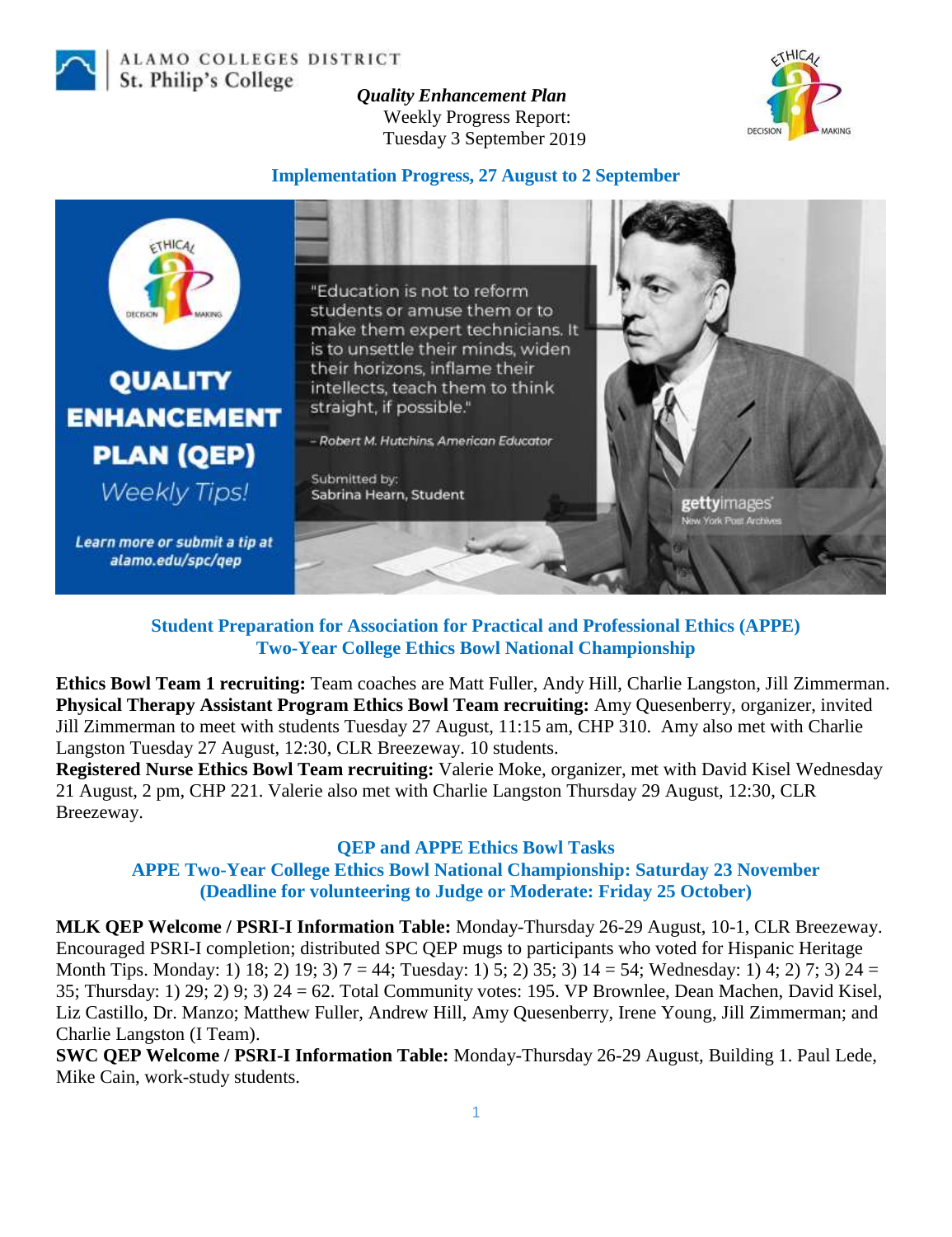ALAMO COLLEGES DISTRICT
St. Philip's College

***Quality Enhancement Plan***
Weekly Progress Report:
Tuesday 3 September 2019

## Implementation Progress, 27 August to 2 September

QUALITY ENHANCEMENT PLAN (QEP)
*Weekly Tips!*

"Education is not to reform students or amuse them or to make them expert technicians. It is to unsettle their minds, widen their horizons, inflame their intellects, teach them to think straight, if possible."

*– Robert M. Hutchins, American Educator*

Submitted by:
Sabrina Hearn, Student

***Learn more or submit a tip at alamo.edu/spc/qep***

## Student Preparation for Association for Practical and Professional Ethics (APPE) Two-Year College Ethics Bowl National Championship

**Ethics Bowl Team 1 recruiting:** Team coaches are Matt Fuller, Andy Hill, Charlie Langston, Jill Zimmerman.
**Physical Therapy Assistant Program Ethics Bowl Team recruiting:** Amy Quesenberry, organizer, invited Jill Zimmerman to meet with students Tuesday 27 August, 11:15 am, CHP 310. Amy also met with Charlie Langston Tuesday 27 August, 12:30, CLR Breezeway. 10 students.
**Registered Nurse Ethics Bowl Team recruiting:** Valerie Moke, organizer, met with David Kisel Wednesday 21 August, 2 pm, CHP 221. Valerie also met with Charlie Langston Thursday 29 August, 12:30, CLR Breezeway.

## QEP and APPE Ethics Bowl Tasks
## APPE Two-Year College Ethics Bowl National Championship: Saturday 23 November (Deadline for volunteering to Judge or Moderate: Friday 25 October)

**MLK QEP Welcome / PSRI-I Information Table:** Monday-Thursday 26-29 August, 10-1, CLR Breezeway. Encouraged PSRI-I completion; distributed SPC QEP mugs to participants who voted for Hispanic Heritage Month Tips. Monday: 1) 18; 2) 19; 3) 7 = 44; Tuesday: 1) 5; 2) 35; 3) 14 = 54; Wednesday: 1) 4; 2) 7; 3) 24 = 35; Thursday: 1) 29; 2) 9; 3) 24 = 62. Total Community votes: 195. VP Brownlee, Dean Machen, David Kisel, Liz Castillo, Dr. Manzo; Matthew Fuller, Andrew Hill, Amy Quesenberry, Irene Young, Jill Zimmerman; and Charlie Langston (I Team).
**SWC QEP Welcome / PSRI-I Information Table:** Monday-Thursday 26-29 August, Building 1. Paul Lede, Mike Cain, work-study students.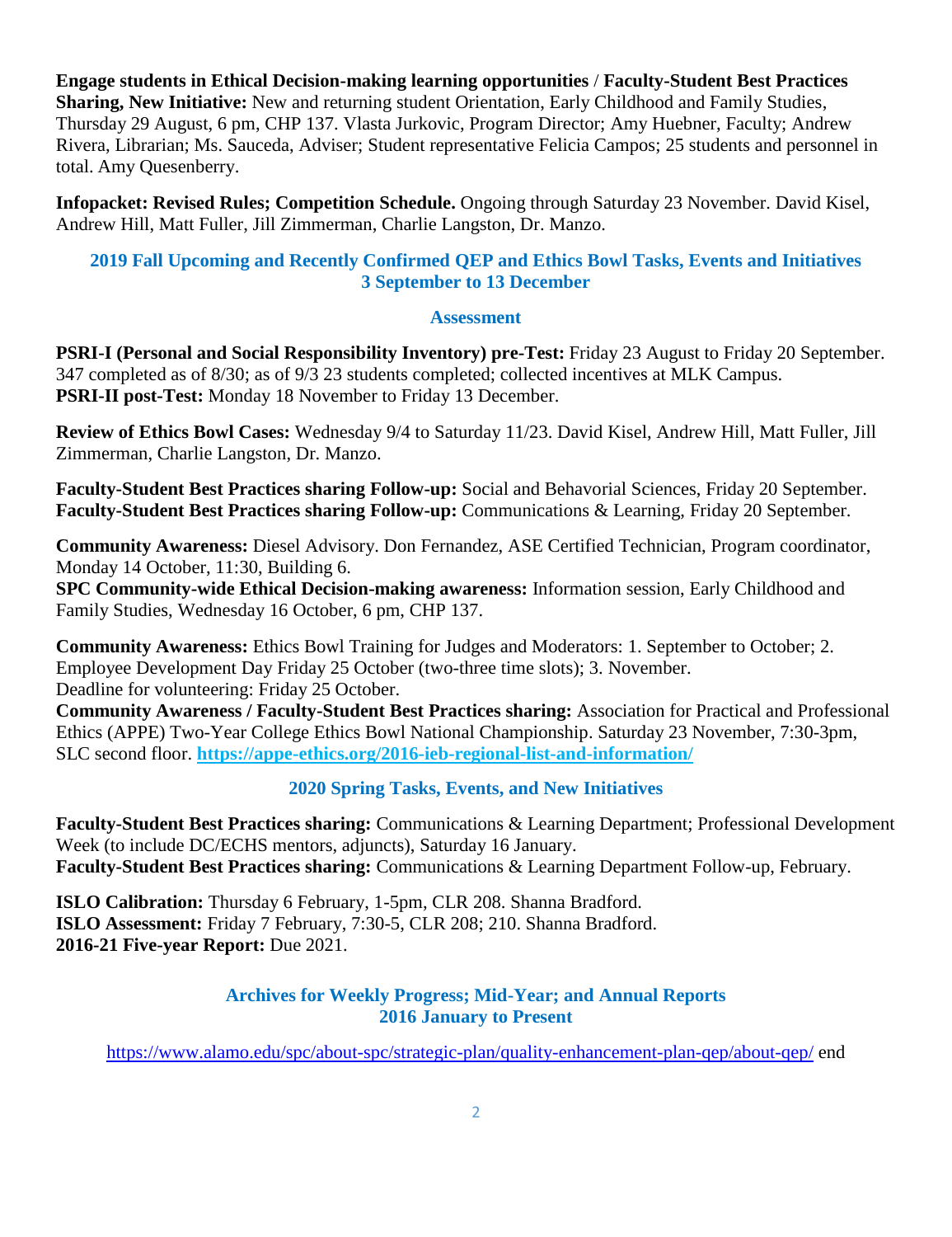**Engage students in Ethical Decision-making learning opportunities** / **Faculty-Student Best Practices Sharing, New Initiative:** New and returning student Orientation, Early Childhood and Family Studies, Thursday 29 August, 6 pm, CHP 137. Vlasta Jurkovic, Program Director; Amy Huebner, Faculty; Andrew Rivera, Librarian; Ms. Sauceda, Adviser; Student representative Felicia Campos; 25 students and personnel in total. Amy Quesenberry.

**Infopacket: Revised Rules; Competition Schedule.** Ongoing through Saturday 23 November. David Kisel, Andrew Hill, Matt Fuller, Jill Zimmerman, Charlie Langston, Dr. Manzo.

## 2019 Fall Upcoming and Recently Confirmed QEP and Ethics Bowl Tasks, Events and Initiatives 3 September to 13 December

### Assessment

**PSRI-I (Personal and Social Responsibility Inventory) pre-Test:** Friday 23 August to Friday 20 September. 347 completed as of 8/30; as of 9/3 23 students completed; collected incentives at MLK Campus.
**PSRI-II post-Test:** Monday 18 November to Friday 13 December.

**Review of Ethics Bowl Cases:** Wednesday 9/4 to Saturday 11/23. David Kisel, Andrew Hill, Matt Fuller, Jill Zimmerman, Charlie Langston, Dr. Manzo.

**Faculty-Student Best Practices sharing Follow-up:** Social and Behavorial Sciences, Friday 20 September.
**Faculty-Student Best Practices sharing Follow-up:** Communications & Learning, Friday 20 September.

**Community Awareness:** Diesel Advisory. Don Fernandez, ASE Certified Technician, Program coordinator, Monday 14 October, 11:30, Building 6.
**SPC Community-wide Ethical Decision-making awareness:** Information session, Early Childhood and Family Studies, Wednesday 16 October, 6 pm, CHP 137.

**Community Awareness:** Ethics Bowl Training for Judges and Moderators: 1. September to October; 2. Employee Development Day Friday 25 October (two-three time slots); 3. November.
Deadline for volunteering: Friday 25 October.
**Community Awareness / Faculty-Student Best Practices sharing:** Association for Practical and Professional Ethics (APPE) Two-Year College Ethics Bowl National Championship. Saturday 23 November, 7:30-3pm, SLC second floor. **https://appe-ethics.org/2016-ieb-regional-list-and-information/**

## 2020 Spring Tasks, Events, and New Initiatives

**Faculty-Student Best Practices sharing:** Communications & Learning Department; Professional Development Week (to include DC/ECHS mentors, adjuncts), Saturday 16 January.
**Faculty-Student Best Practices sharing:** Communications & Learning Department Follow-up, February.

**ISLO Calibration:** Thursday 6 February, 1-5pm, CLR 208. Shanna Bradford.
**ISLO Assessment:** Friday 7 February, 7:30-5, CLR 208; 210. Shanna Bradford.
**2016-21 Five-year Report:** Due 2021.

## Archives for Weekly Progress; Mid-Year; and Annual Reports 2016 January to Present

https://www.alamo.edu/spc/about-spc/strategic-plan/quality-enhancement-plan-qep/about-qep/ end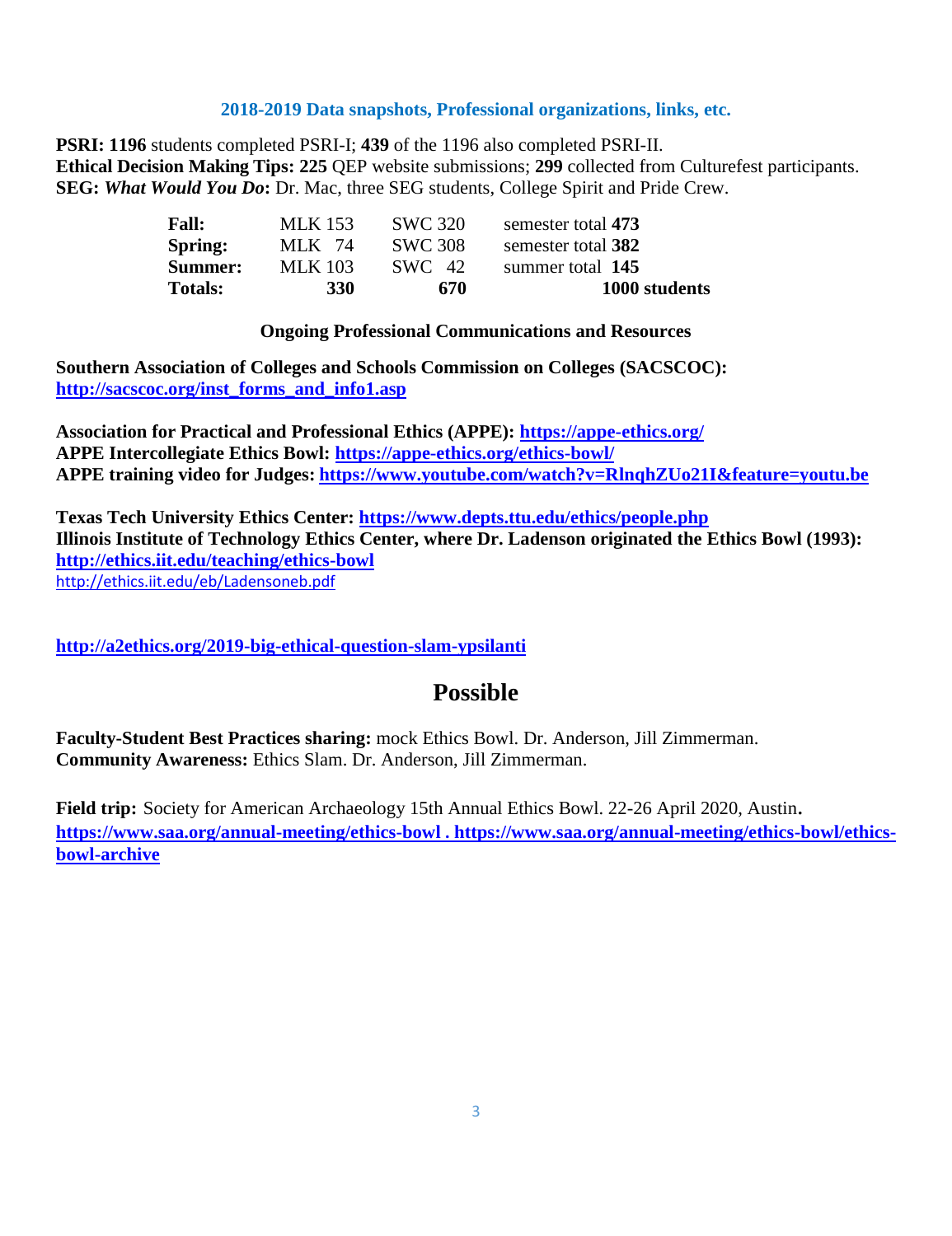## 2018-2019 Data snapshots, Professional organizations, links, etc.

**PSRI: 1196** students completed PSRI-I; **439** of the 1196 also completed PSRI-II.
**Ethical Decision Making Tips: 225** QEP website submissions; **299** collected from Culturefest participants.
**SEG:** ***What Would You Do*****:** Dr. Mac, three SEG students, College Spirit and Pride Crew.

| | | | |
|---|---|---|---|
| **Fall:** | MLK 153 | SWC 320 | semester total **473** |
| **Spring:** | MLK 74 | SWC 308 | semester total **382** |
| **Summer:** | MLK 103 | SWC 42 | summer total **145** |
| **Totals:** | **330** | **670** | **1000 students** |

**Ongoing Professional Communications and Resources**

**Southern Association of Colleges and Schools Commission on Colleges (SACSCOC):** **http://sacscoc.org/inst_forms_and_info1.asp**

**Association for Practical and Professional Ethics (APPE): https://appe-ethics.org/**
**APPE Intercollegiate Ethics Bowl: https://appe-ethics.org/ethics-bowl/**
**APPE training video for Judges: https://www.youtube.com/watch?v=RlnqhZUo21I&feature=youtu.be**

**Texas Tech University Ethics Center: https://www.depts.ttu.edu/ethics/people.php**
**Illinois Institute of Technology Ethics Center, where Dr. Ladenson originated the Ethics Bowl (1993):** **http://ethics.iit.edu/teaching/ethics-bowl**
http://ethics.iit.edu/eb/Ladensoneb.pdf

**http://a2ethics.org/2019-big-ethical-question-slam-ypsilanti**

# Possible

**Faculty-Student Best Practices sharing:** mock Ethics Bowl. Dr. Anderson, Jill Zimmerman.
**Community Awareness:** Ethics Slam. Dr. Anderson, Jill Zimmerman.

**Field trip:** Society for American Archaeology 15th Annual Ethics Bowl. 22-26 April 2020, Austin**.**
**https://www.saa.org/annual-meeting/ethics-bowl . https://www.saa.org/annual-meeting/ethics-bowl/ethics-bowl-archive**